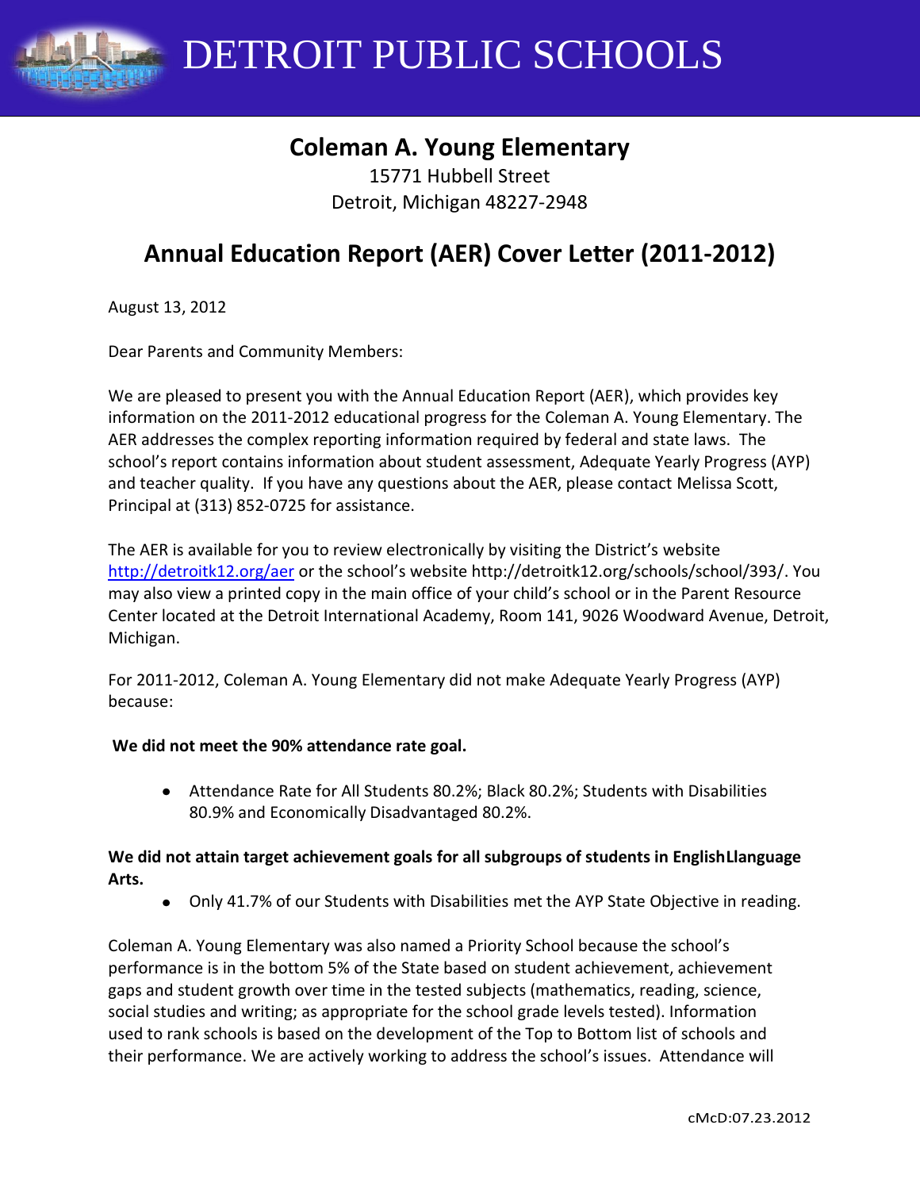# DETROIT PUBLIC SCHOOLS

## Coleman A. Young Elementary

15771 Hubbell Street
Detroit, Michigan 48227-2948

## Annual Education Report (AER) Cover Letter (2011-2012)

August 13, 2012

Dear Parents and Community Members:

We are pleased to present you with the Annual Education Report (AER), which provides key information on the 2011-2012 educational progress for the Coleman A. Young Elementary. The AER addresses the complex reporting information required by federal and state laws. The school's report contains information about student assessment, Adequate Yearly Progress (AYP) and teacher quality. If you have any questions about the AER, please contact Melissa Scott, Principal at (313) 852-0725 for assistance.

The AER is available for you to review electronically by visiting the District's website http://detroitk12.org/aer or the school's website http://detroitk12.org/schools/school/393/. You may also view a printed copy in the main office of your child's school or in the Parent Resource Center located at the Detroit International Academy, Room 141, 9026 Woodward Avenue, Detroit, Michigan.

For 2011-2012, Coleman A. Young Elementary did not make Adequate Yearly Progress (AYP) because:

**We did not meet the 90% attendance rate goal.**

- Attendance Rate for All Students 80.2%; Black 80.2%; Students with Disabilities 80.9% and Economically Disadvantaged 80.2%.

**We did not attain target achievement goals for all subgroups of students in EnglishLlanguage Arts.**

- Only 41.7% of our Students with Disabilities met the AYP State Objective in reading.

Coleman A. Young Elementary was also named a Priority School because the school's performance is in the bottom 5% of the State based on student achievement, achievement gaps and student growth over time in the tested subjects (mathematics, reading, science, social studies and writing; as appropriate for the school grade levels tested). Information used to rank schools is based on the development of the Top to Bottom list of schools and their performance. We are actively working to address the school's issues. Attendance will

cMcD:07.23.2012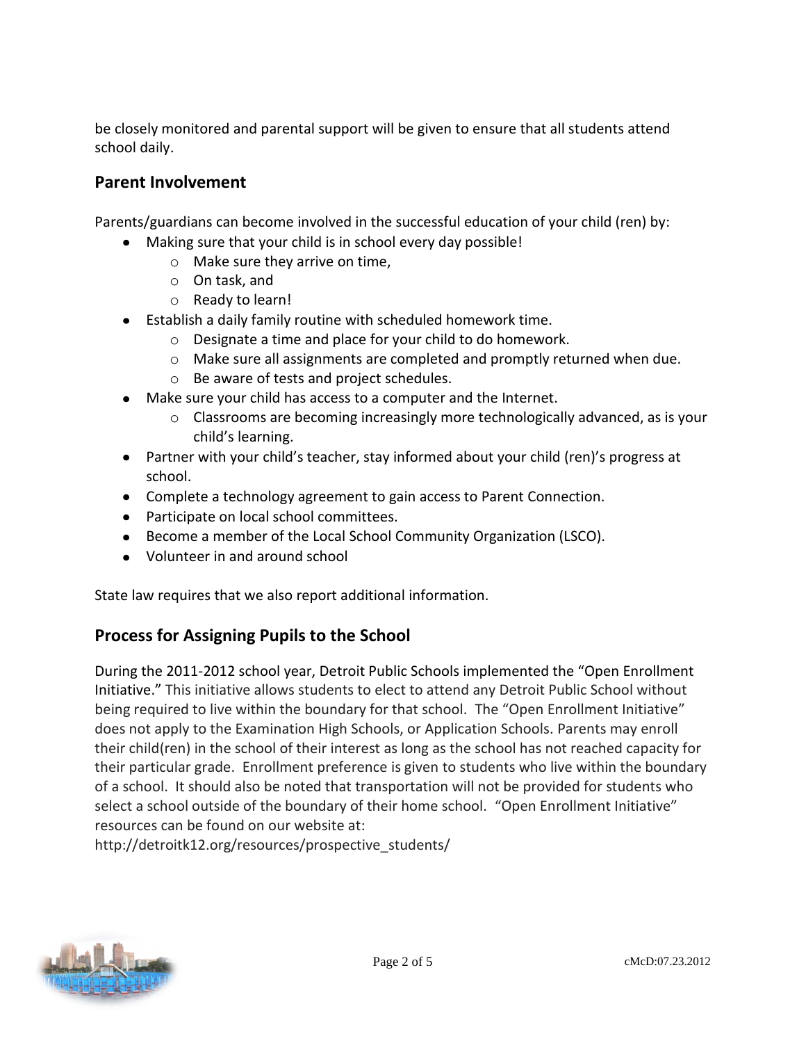be closely monitored and parental support will be given to ensure that all students attend school daily.

## Parent Involvement

Parents/guardians can become involved in the successful education of your child (ren) by:

- Making sure that your child is in school every day possible!
  - Make sure they arrive on time,
  - On task, and
  - Ready to learn!
- Establish a daily family routine with scheduled homework time.
  - Designate a time and place for your child to do homework.
  - Make sure all assignments are completed and promptly returned when due.
  - Be aware of tests and project schedules.
- Make sure your child has access to a computer and the Internet.
  - Classrooms are becoming increasingly more technologically advanced, as is your child's learning.
- Partner with your child's teacher, stay informed about your child (ren)'s progress at school.
- Complete a technology agreement to gain access to Parent Connection.
- Participate on local school committees.
- Become a member of the Local School Community Organization (LSCO).
- Volunteer in and around school

State law requires that we also report additional information.

## Process for Assigning Pupils to the School

During the 2011-2012 school year, Detroit Public Schools implemented the "Open Enrollment Initiative." This initiative allows students to elect to attend any Detroit Public School without being required to live within the boundary for that school. The "Open Enrollment Initiative" does not apply to the Examination High Schools, or Application Schools. Parents may enroll their child(ren) in the school of their interest as long as the school has not reached capacity for their particular grade. Enrollment preference is given to students who live within the boundary of a school. It should also be noted that transportation will not be provided for students who select a school outside of the boundary of their home school. "Open Enrollment Initiative" resources can be found on our website at:
http://detroitk12.org/resources/prospective_students/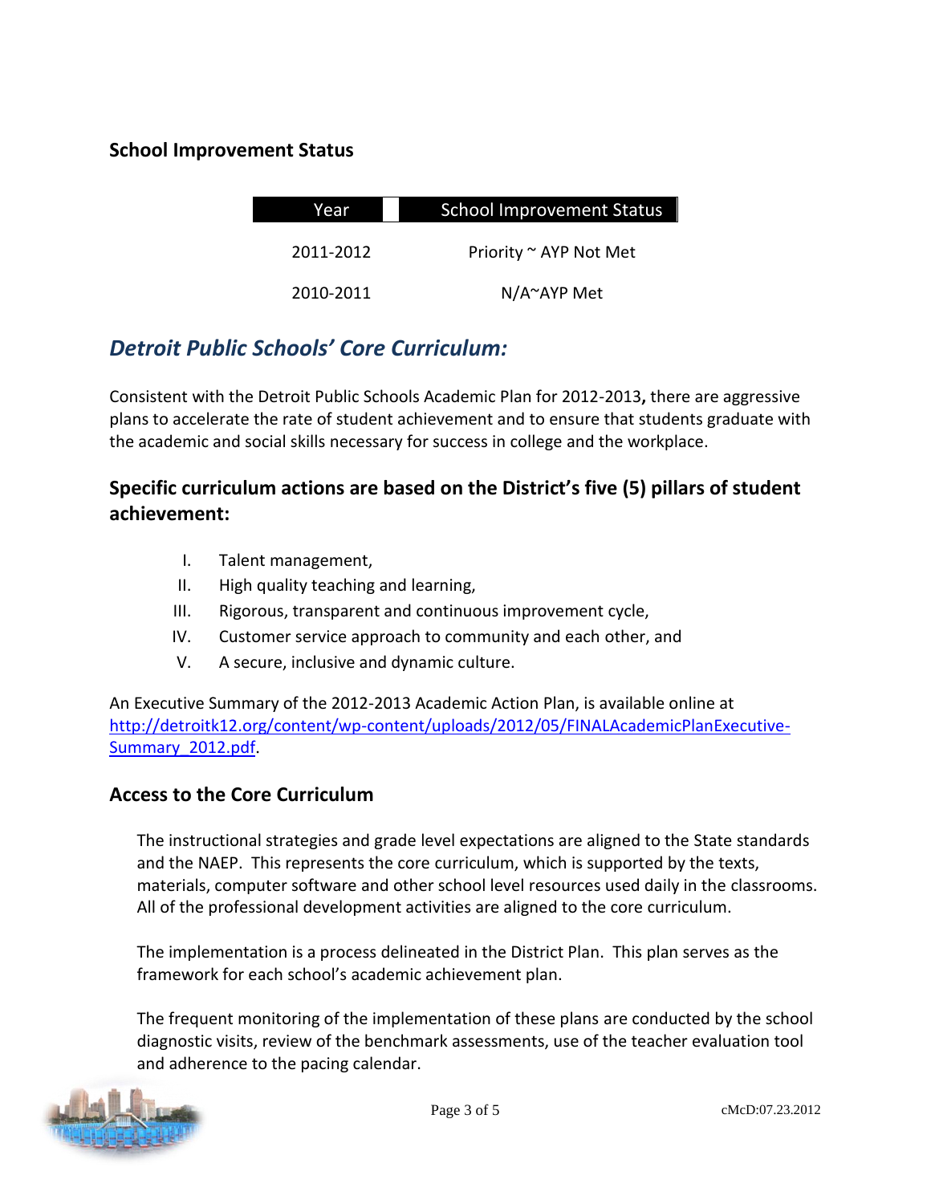## School Improvement Status

| Year | School Improvement Status |
| --- | --- |
| 2011-2012 | Priority ~ AYP Not Met |
| 2010-2011 | N/A~AYP Met |

## *Detroit Public Schools' Core Curriculum:*

Consistent with the Detroit Public Schools Academic Plan for 2012-2013**,** there are aggressive plans to accelerate the rate of student achievement and to ensure that students graduate with the academic and social skills necessary for success in college and the workplace.

### Specific curriculum actions are based on the District's five (5) pillars of student achievement:

I. Talent management,
II. High quality teaching and learning,
III. Rigorous, transparent and continuous improvement cycle,
IV. Customer service approach to community and each other, and
V. A secure, inclusive and dynamic culture.

An Executive Summary of the 2012-2013 Academic Action Plan, is available online at [http://detroitk12.org/content/wp-content/uploads/2012/05/FINALAcademicPlanExecutive-Summary_2012.pdf](http://detroitk12.org/content/wp-content/uploads/2012/05/FINALAcademicPlanExecutive-Summary_2012.pdf).

## Access to the Core Curriculum

The instructional strategies and grade level expectations are aligned to the State standards and the NAEP. This represents the core curriculum, which is supported by the texts, materials, computer software and other school level resources used daily in the classrooms. All of the professional development activities are aligned to the core curriculum.

The implementation is a process delineated in the District Plan. This plan serves as the framework for each school's academic achievement plan.

The frequent monitoring of the implementation of these plans are conducted by the school diagnostic visits, review of the benchmark assessments, use of the teacher evaluation tool and adherence to the pacing calendar.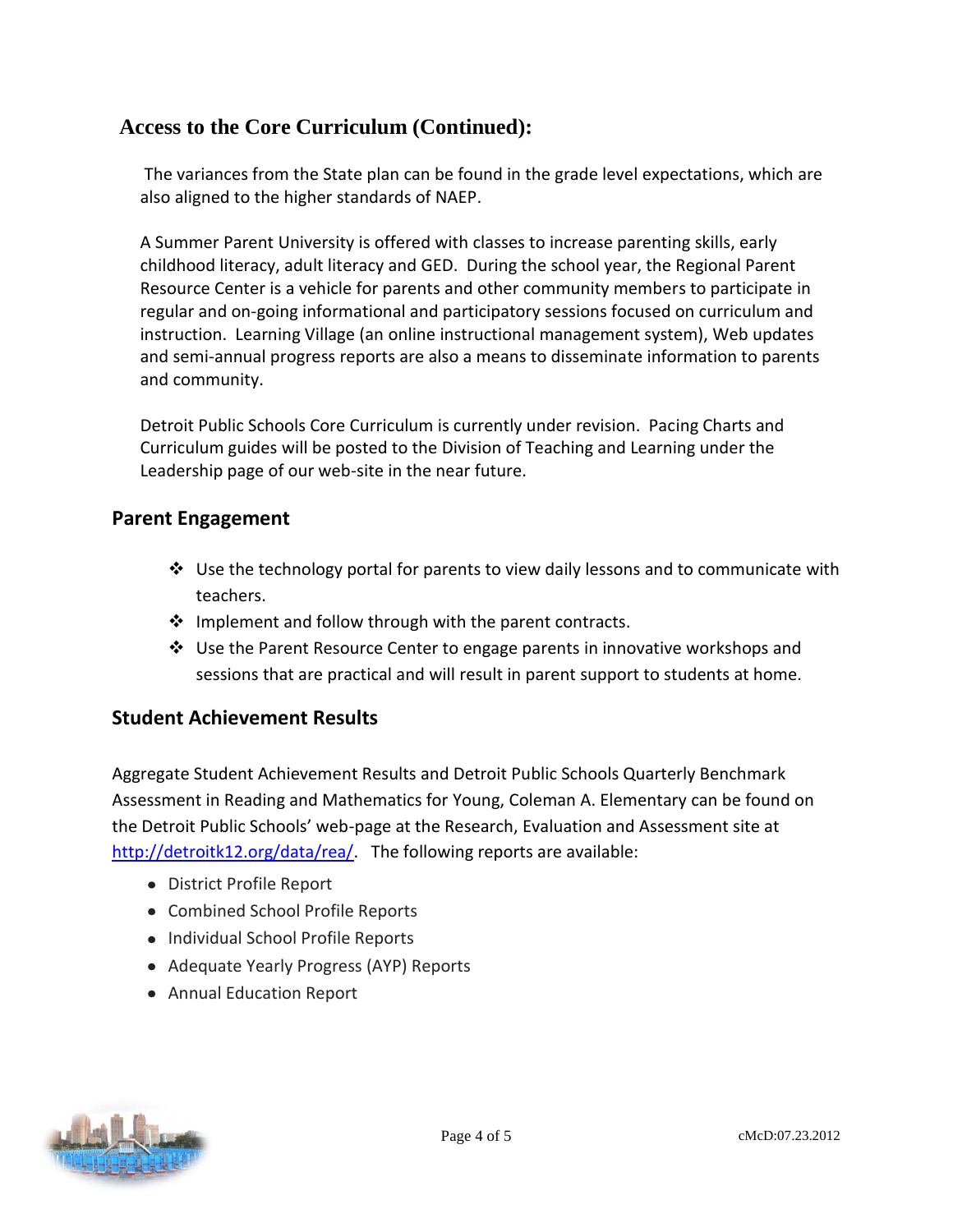## Access to the Core Curriculum (Continued):

The variances from the State plan can be found in the grade level expectations, which are also aligned to the higher standards of NAEP.

A Summer Parent University is offered with classes to increase parenting skills, early childhood literacy, adult literacy and GED. During the school year, the Regional Parent Resource Center is a vehicle for parents and other community members to participate in regular and on-going informational and participatory sessions focused on curriculum and instruction. Learning Village (an online instructional management system), Web updates and semi-annual progress reports are also a means to disseminate information to parents and community.

Detroit Public Schools Core Curriculum is currently under revision. Pacing Charts and Curriculum guides will be posted to the Division of Teaching and Learning under the Leadership page of our web-site in the near future.

### Parent Engagement

- Use the technology portal for parents to view daily lessons and to communicate with teachers.
- Implement and follow through with the parent contracts.
- Use the Parent Resource Center to engage parents in innovative workshops and sessions that are practical and will result in parent support to students at home.

### Student Achievement Results

Aggregate Student Achievement Results and Detroit Public Schools Quarterly Benchmark Assessment in Reading and Mathematics for Young, Coleman A. Elementary can be found on the Detroit Public Schools' web-page at the Research, Evaluation and Assessment site at http://detroitk12.org/data/rea/. The following reports are available:

- District Profile Report
- Combined School Profile Reports
- Individual School Profile Reports
- Adequate Yearly Progress (AYP) Reports
- Annual Education Report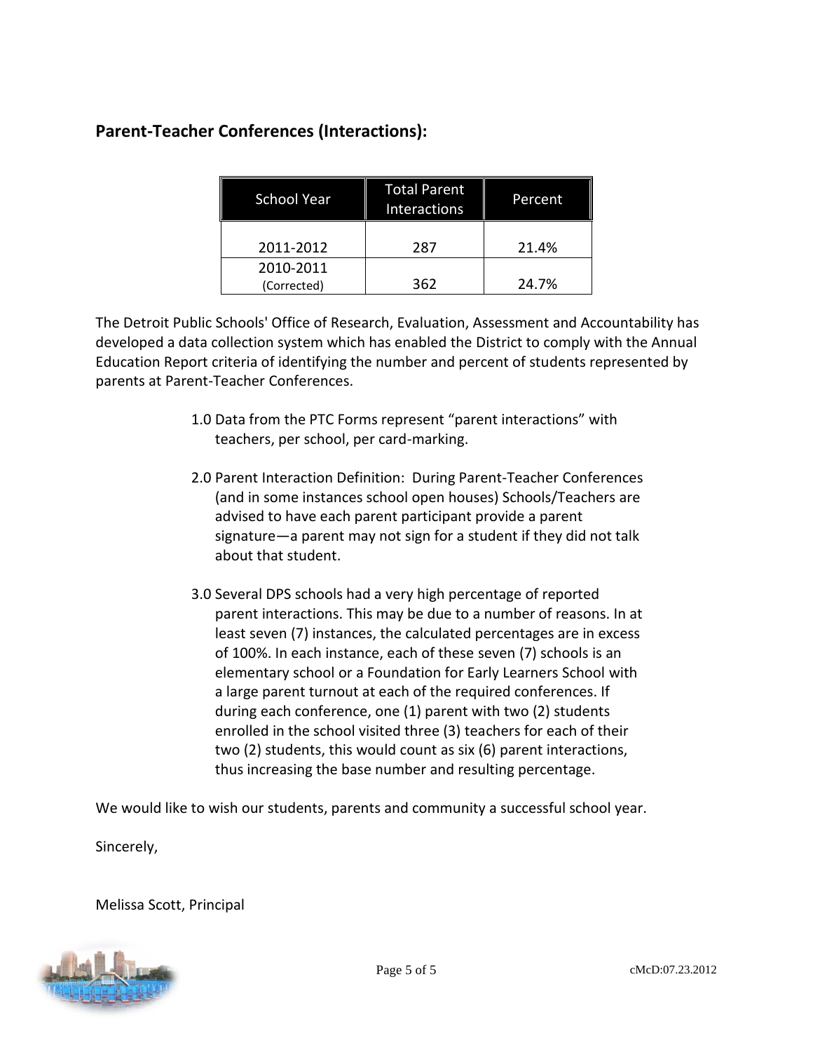## Parent-Teacher Conferences (Interactions):

| School Year | Total Parent Interactions | Percent |
|---|---|---|
| 2011-2012 | 287 | 21.4% |
| 2010-2011 (Corrected) | 362 | 24.7% |

The Detroit Public Schools' Office of Research, Evaluation, Assessment and Accountability has developed a data collection system which has enabled the District to comply with the Annual Education Report criteria of identifying the number and percent of students represented by parents at Parent-Teacher Conferences.

1.0 Data from the PTC Forms represent "parent interactions" with teachers, per school, per card-marking.

2.0 Parent Interaction Definition: During Parent-Teacher Conferences (and in some instances school open houses) Schools/Teachers are advised to have each parent participant provide a parent signature—a parent may not sign for a student if they did not talk about that student.

3.0 Several DPS schools had a very high percentage of reported parent interactions. This may be due to a number of reasons. In at least seven (7) instances, the calculated percentages are in excess of 100%. In each instance, each of these seven (7) schools is an elementary school or a Foundation for Early Learners School with a large parent turnout at each of the required conferences. If during each conference, one (1) parent with two (2) students enrolled in the school visited three (3) teachers for each of their two (2) students, this would count as six (6) parent interactions, thus increasing the base number and resulting percentage.

We would like to wish our students, parents and community a successful school year.

Sincerely,

Melissa Scott, Principal

cMcD:07.23.2012